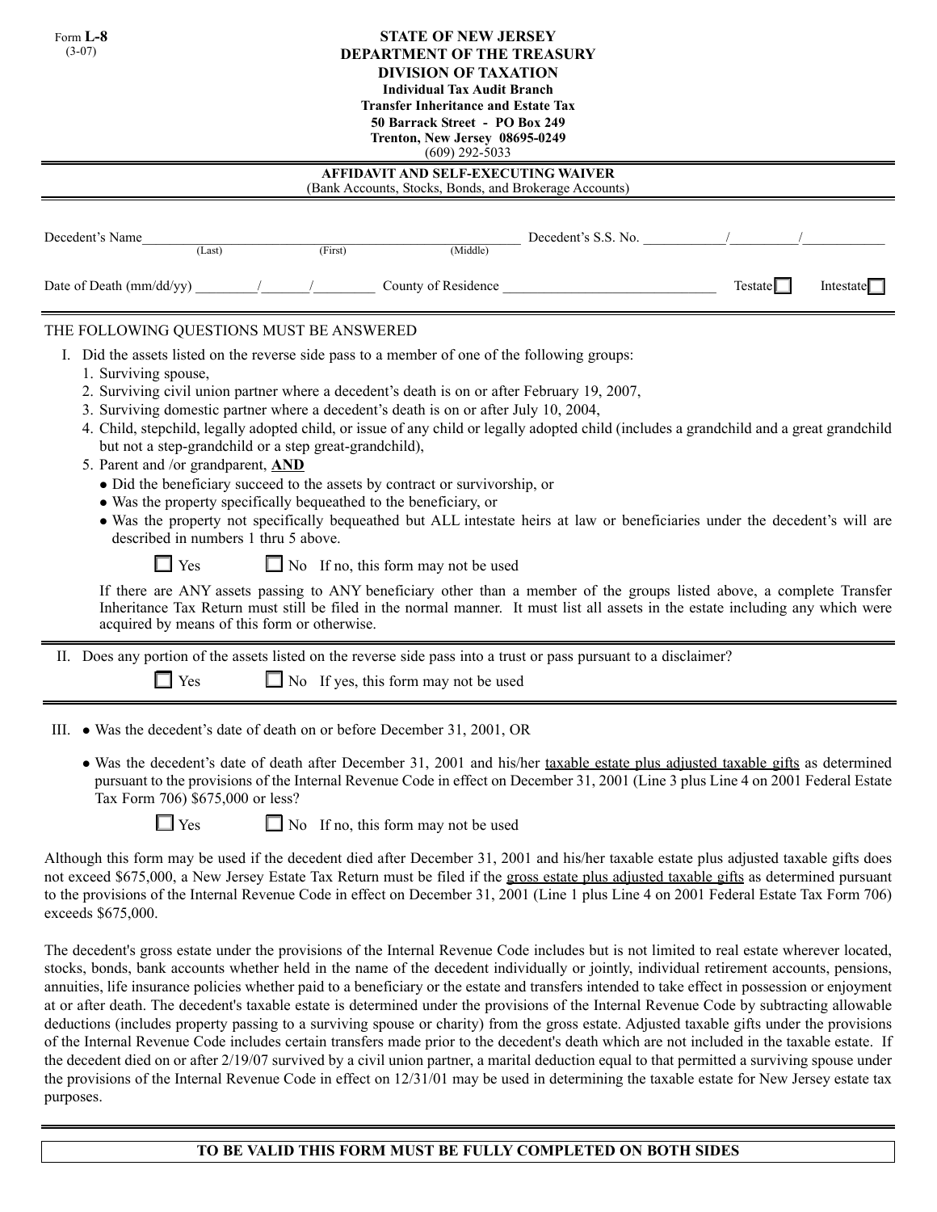Form **L-8**
(3-07)

**STATE OF NEW JERSEY**
**DEPARTMENT OF THE TREASURY**
**DIVISION OF TAXATION**
**Individual Tax Audit Branch**
**Transfer Inheritance and Estate Tax**
**50 Barrack Street - PO Box 249**
**Trenton, New Jersey 08695-0249**
(609) 292-5033

## AFFIDAVIT AND SELF-EXECUTING WAIVER

(Bank Accounts, Stocks, Bonds, and Brokerage Accounts)

Decedent's Name\_\_\_\_\_\_\_\_\_\_\_\_\_\_\_\_\_\_\_\_\_\_\_\_\_\_\_\_\_\_\_\_\_\_\_\_\_\_\_\_ Decedent's S.S. No. \_\_\_\_\_\_\_/\_\_\_\_\_\_/\_\_\_\_\_\_\_
(Last) (First) (Middle)

Date of Death (mm/dd/yy) \_\_\_\_\_/\_\_\_\_\_/\_\_\_\_\_ County of Residence \_\_\_\_\_\_\_\_\_\_\_\_\_\_\_\_\_\_\_\_ Testate ☐ Intestate ☐

THE FOLLOWING QUESTIONS MUST BE ANSWERED

I. Did the assets listed on the reverse side pass to a member of one of the following groups:

1. Surviving spouse,
2. Surviving civil union partner where a decedent's death is on or after February 19, 2007,
3. Surviving domestic partner where a decedent's death is on or after July 10, 2004,
4. Child, stepchild, legally adopted child, or issue of any child or legally adopted child (includes a grandchild and a great grandchild but not a step-grandchild or a step great-grandchild),
5. Parent and /or grandparent, **AND**
   - Did the beneficiary succeed to the assets by contract or survivorship, or
   - Was the property specifically bequeathed to the beneficiary, or
   - Was the property not specifically bequeathed but ALL intestate heirs at law or beneficiaries under the decedent's will are described in numbers 1 thru 5 above.

☐ Yes ☐ No If no, this form may not be used

If there are ANY assets passing to ANY beneficiary other than a member of the groups listed above, a complete Transfer Inheritance Tax Return must still be filed in the normal manner. It must list all assets in the estate including any which were acquired by means of this form or otherwise.

II. Does any portion of the assets listed on the reverse side pass into a trust or pass pursuant to a disclaimer?

☐ Yes ☐ No If yes, this form may not be used

III. 
- Was the decedent's date of death on or before December 31, 2001, OR
- Was the decedent's date of death after December 31, 2001 and his/her taxable estate plus adjusted taxable gifts as determined pursuant to the provisions of the Internal Revenue Code in effect on December 31, 2001 (Line 3 plus Line 4 on 2001 Federal Estate Tax Form 706) $675,000 or less?

☐ Yes ☐ No If no, this form may not be used

Although this form may be used if the decedent died after December 31, 2001 and his/her taxable estate plus adjusted taxable gifts does not exceed $675,000, a New Jersey Estate Tax Return must be filed if the gross estate plus adjusted taxable gifts as determined pursuant to the provisions of the Internal Revenue Code in effect on December 31, 2001 (Line 1 plus Line 4 on 2001 Federal Estate Tax Form 706) exceeds $675,000.

The decedent's gross estate under the provisions of the Internal Revenue Code includes but is not limited to real estate wherever located, stocks, bonds, bank accounts whether held in the name of the decedent individually or jointly, individual retirement accounts, pensions, annuities, life insurance policies whether paid to a beneficiary or the estate and transfers intended to take effect in possession or enjoyment at or after death. The decedent's taxable estate is determined under the provisions of the Internal Revenue Code by subtracting allowable deductions (includes property passing to a surviving spouse or charity) from the gross estate. Adjusted taxable gifts under the provisions of the Internal Revenue Code includes certain transfers made prior to the decedent's death which are not included in the taxable estate. If the decedent died on or after 2/19/07 survived by a civil union partner, a marital deduction equal to that permitted a surviving spouse under the provisions of the Internal Revenue Code in effect on 12/31/01 may be used in determining the taxable estate for New Jersey estate tax purposes.

**TO BE VALID THIS FORM MUST BE FULLY COMPLETED ON BOTH SIDES**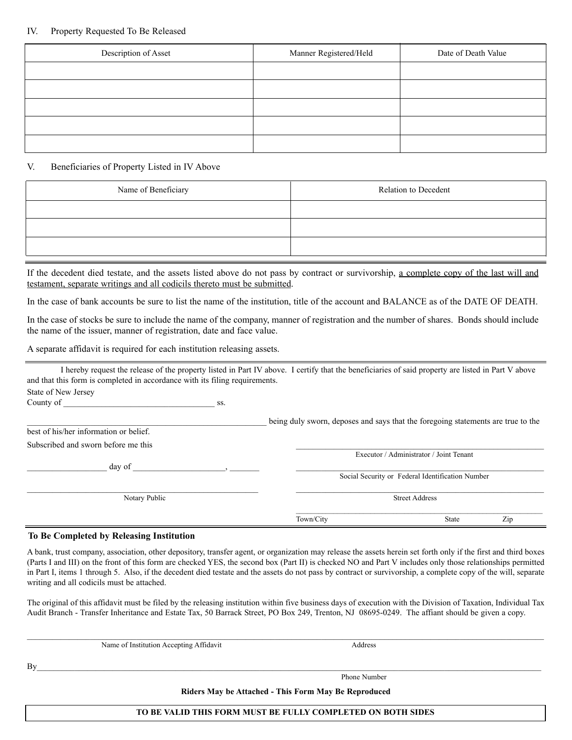## IV. Property Requested To Be Released

| Description of Asset | Manner Registered/Held | Date of Death Value |
|---|---|---|
| | | |
| | | |
| | | |
| | | |
| | | |

## V. Beneficiaries of Property Listed in IV Above

| Name of Beneficiary | Relation to Decedent |
|---|---|
| | |
| | |
| | |

If the decedent died testate, and the assets listed above do not pass by contract or survivorship, a complete copy of the last will and testament, separate writings and all codicils thereto must be submitted.

In the case of bank accounts be sure to list the name of the institution, title of the account and BALANCE as of the DATE OF DEATH.

In the case of stocks be sure to include the name of the company, manner of registration and the number of shares. Bonds should include the name of the issuer, manner of registration, date and face value.

A separate affidavit is required for each institution releasing assets.

---

I hereby request the release of the property listed in Part IV above. I certify that the beneficiaries of said property are listed in Part V above and that this form is completed in accordance with its filing requirements.

State of New Jersey
County of ____________________________________ ss.

__________________________________________________________ being duly sworn, deposes and says that the foregoing statements are true to the best of his/her information or belief.

Subscribed and sworn before me this

__________________ day of _____________________, _______

________________________________________________________
Notary Public

________________________________________________________
Executor / Administrator / Joint Tenant

________________________________________________________
Social Security or Federal Identification Number

________________________________________________________
Street Address

________________________________________________________
Town/City State Zip

---

### To Be Completed by Releasing Institution

A bank, trust company, association, other depository, transfer agent, or organization may release the assets herein set forth only if the first and third boxes (Parts I and III) on the front of this form are checked YES, the second box (Part II) is checked NO and Part V includes only those relationships permitted in Part I, items 1 through 5. Also, if the decedent died testate and the assets do not pass by contract or survivorship, a complete copy of the will, separate writing and all codicils must be attached.

The original of this affidavit must be filed by the releasing institution within five business days of execution with the Division of Taxation, Individual Tax Audit Branch - Transfer Inheritance and Estate Tax, 50 Barrack Street, PO Box 249, Trenton, NJ 08695-0249. The affiant should be given a copy.

________________________________________________________________________________________________
Name of Institution Accepting Affidavit Address

By______________________________________________________________________________________________
Phone Number

**Riders May be Attached - This Form May Be Reproduced**

**TO BE VALID THIS FORM MUST BE FULLY COMPLETED ON BOTH SIDES**